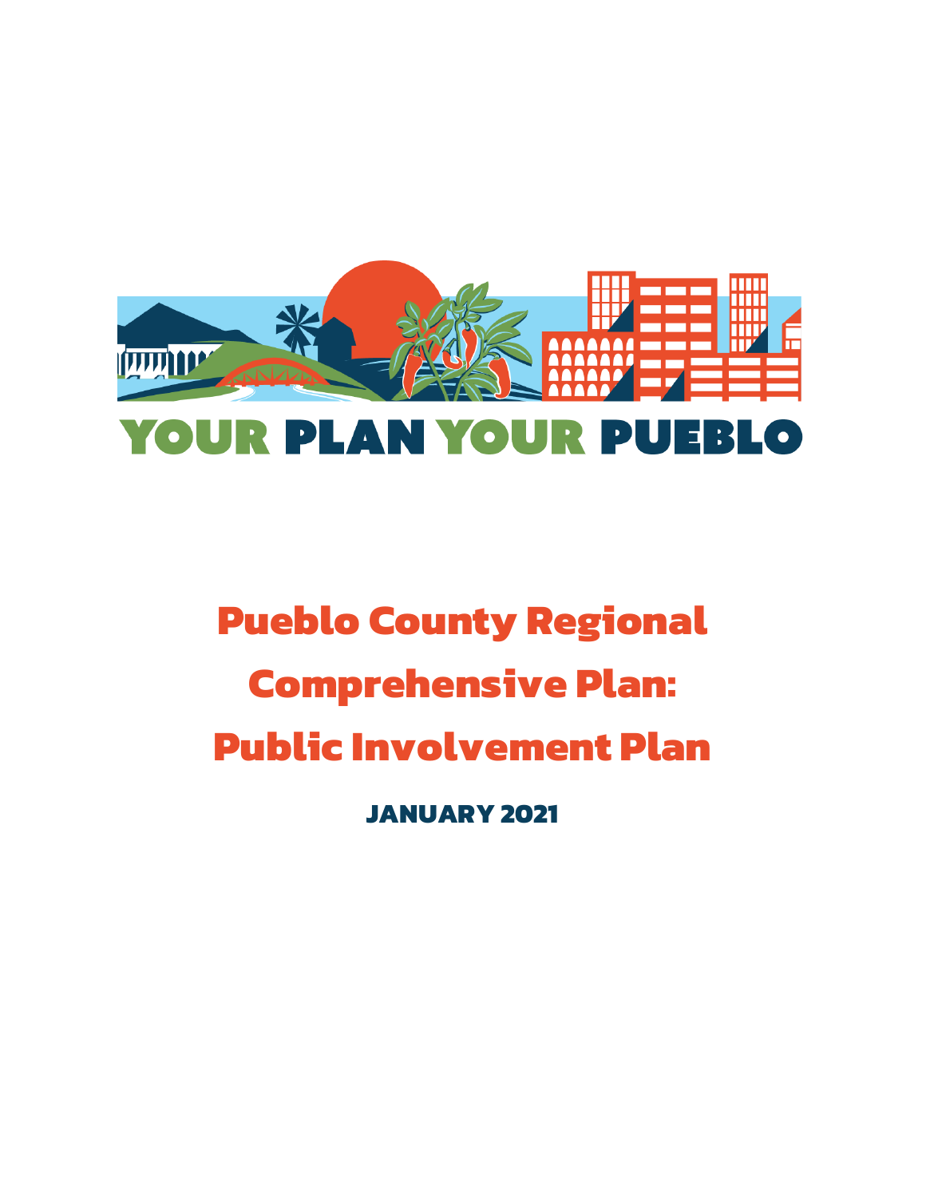YOUR PLAN YOUR PUEBLO

# Pueblo County Regional Comprehensive Plan: Public Involvement Plan

JANUARY 2021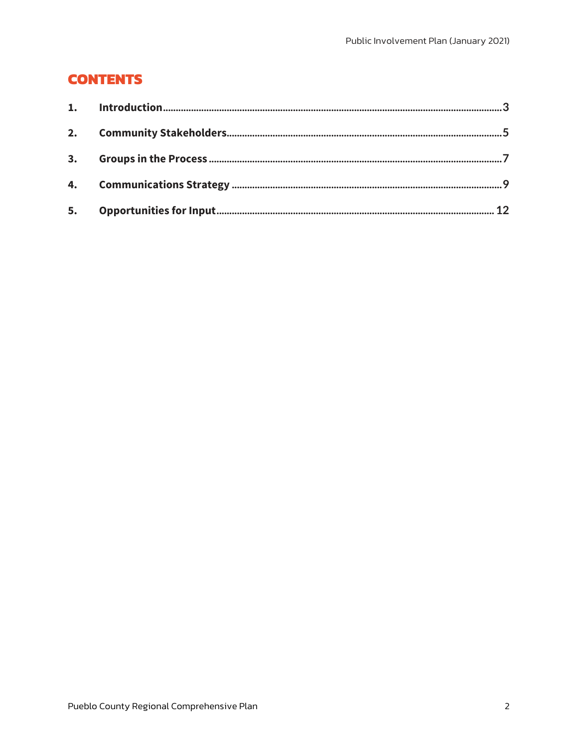# CONTENTS

1. **Introduction** ........................................................................ 3
2. **Community Stakeholders** ........................................................ 5
3. **Groups in the Process** ............................................................ 7
4. **Communications Strategy** ...................................................... 9
5. **Opportunities for Input** ......................................................... 12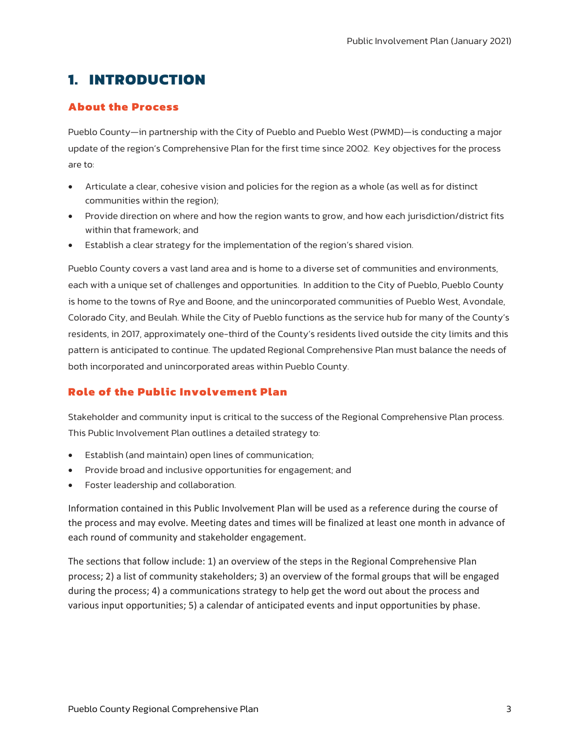# 1. INTRODUCTION

## About the Process

Pueblo County—in partnership with the City of Pueblo and Pueblo West (PWMD)—is conducting a major update of the region's Comprehensive Plan for the first time since 2002. Key objectives for the process are to:

- Articulate a clear, cohesive vision and policies for the region as a whole (as well as for distinct communities within the region);
- Provide direction on where and how the region wants to grow, and how each jurisdiction/district fits within that framework; and
- Establish a clear strategy for the implementation of the region's shared vision.

Pueblo County covers a vast land area and is home to a diverse set of communities and environments, each with a unique set of challenges and opportunities. In addition to the City of Pueblo, Pueblo County is home to the towns of Rye and Boone, and the unincorporated communities of Pueblo West, Avondale, Colorado City, and Beulah. While the City of Pueblo functions as the service hub for many of the County's residents, in 2017, approximately one-third of the County's residents lived outside the city limits and this pattern is anticipated to continue. The updated Regional Comprehensive Plan must balance the needs of both incorporated and unincorporated areas within Pueblo County.

## Role of the Public Involvement Plan

Stakeholder and community input is critical to the success of the Regional Comprehensive Plan process. This Public Involvement Plan outlines a detailed strategy to:

- Establish (and maintain) open lines of communication;
- Provide broad and inclusive opportunities for engagement; and
- Foster leadership and collaboration.

Information contained in this Public Involvement Plan will be used as a reference during the course of the process and may evolve. Meeting dates and times will be finalized at least one month in advance of each round of community and stakeholder engagement.

The sections that follow include: 1) an overview of the steps in the Regional Comprehensive Plan process; 2) a list of community stakeholders; 3) an overview of the formal groups that will be engaged during the process; 4) a communications strategy to help get the word out about the process and various input opportunities; 5) a calendar of anticipated events and input opportunities by phase.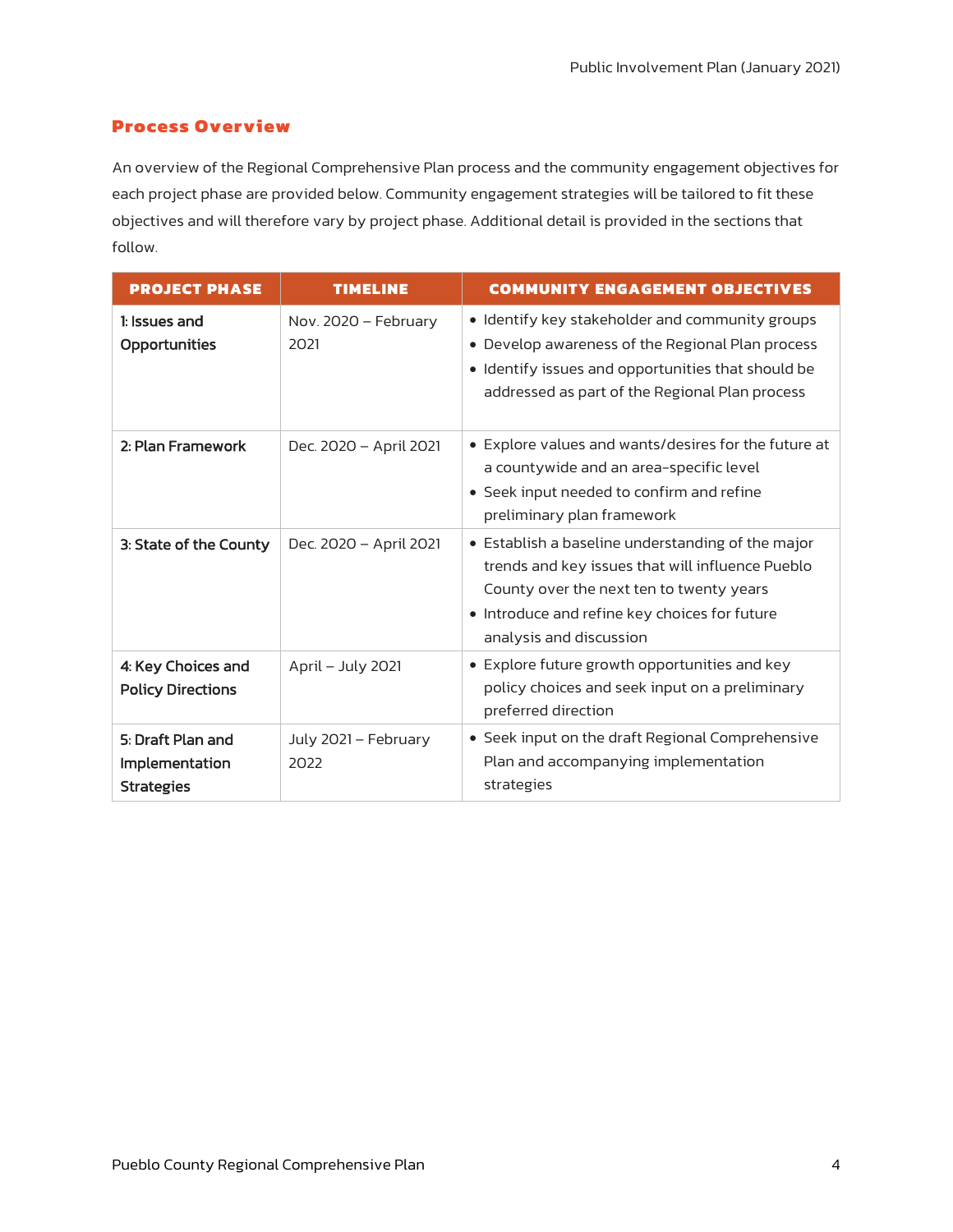## Process Overview

An overview of the Regional Comprehensive Plan process and the community engagement objectives for each project phase are provided below. Community engagement strategies will be tailored to fit these objectives and will therefore vary by project phase. Additional detail is provided in the sections that follow.

| PROJECT PHASE | TIMELINE | COMMUNITY ENGAGEMENT OBJECTIVES |
|---|---|---|
| **1: Issues and Opportunities** | Nov. 2020 – February 2021 | • Identify key stakeholder and community groups<br>• Develop awareness of the Regional Plan process<br>• Identify issues and opportunities that should be addressed as part of the Regional Plan process |
| **2: Plan Framework** | Dec. 2020 – April 2021 | • Explore values and wants/desires for the future at a countywide and an area-specific level<br>• Seek input needed to confirm and refine preliminary plan framework |
| **3: State of the County** | Dec. 2020 – April 2021 | • Establish a baseline understanding of the major trends and key issues that will influence Pueblo County over the next ten to twenty years<br>• Introduce and refine key choices for future analysis and discussion |
| **4: Key Choices and Policy Directions** | April – July 2021 | • Explore future growth opportunities and key policy choices and seek input on a preliminary preferred direction |
| **5: Draft Plan and Implementation Strategies** | July 2021 – February 2022 | • Seek input on the draft Regional Comprehensive Plan and accompanying implementation strategies |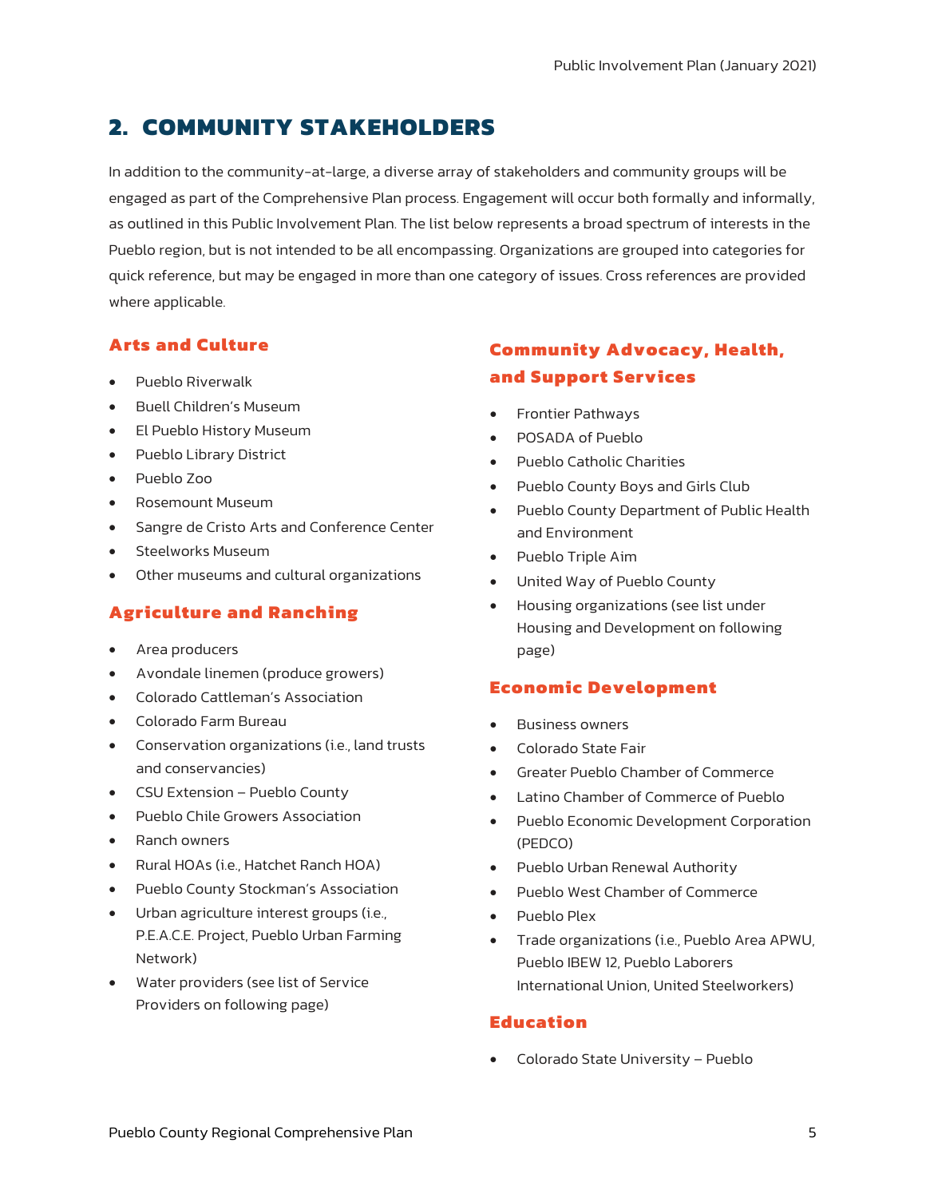## 2. COMMUNITY STAKEHOLDERS

In addition to the community-at-large, a diverse array of stakeholders and community groups will be engaged as part of the Comprehensive Plan process. Engagement will occur both formally and informally, as outlined in this Public Involvement Plan. The list below represents a broad spectrum of interests in the Pueblo region, but is not intended to be all encompassing. Organizations are grouped into categories for quick reference, but may be engaged in more than one category of issues. Cross references are provided where applicable.

### Arts and Culture

- Pueblo Riverwalk
- Buell Children's Museum
- El Pueblo History Museum
- Pueblo Library District
- Pueblo Zoo
- Rosemount Museum
- Sangre de Cristo Arts and Conference Center
- Steelworks Museum
- Other museums and cultural organizations

### Agriculture and Ranching

- Area producers
- Avondale linemen (produce growers)
- Colorado Cattleman's Association
- Colorado Farm Bureau
- Conservation organizations (i.e., land trusts and conservancies)
- CSU Extension – Pueblo County
- Pueblo Chile Growers Association
- Ranch owners
- Rural HOAs (i.e., Hatchet Ranch HOA)
- Pueblo County Stockman's Association
- Urban agriculture interest groups (i.e., P.E.A.C.E. Project, Pueblo Urban Farming Network)
- Water providers (see list of Service Providers on following page)

### Community Advocacy, Health, and Support Services

- Frontier Pathways
- POSADA of Pueblo
- Pueblo Catholic Charities
- Pueblo County Boys and Girls Club
- Pueblo County Department of Public Health and Environment
- Pueblo Triple Aim
- United Way of Pueblo County
- Housing organizations (see list under Housing and Development on following page)

### Economic Development

- Business owners
- Colorado State Fair
- Greater Pueblo Chamber of Commerce
- Latino Chamber of Commerce of Pueblo
- Pueblo Economic Development Corporation (PEDCO)
- Pueblo Urban Renewal Authority
- Pueblo West Chamber of Commerce
- Pueblo Plex
- Trade organizations (i.e., Pueblo Area APWU, Pueblo IBEW 12, Pueblo Laborers International Union, United Steelworkers)

### Education

- Colorado State University – Pueblo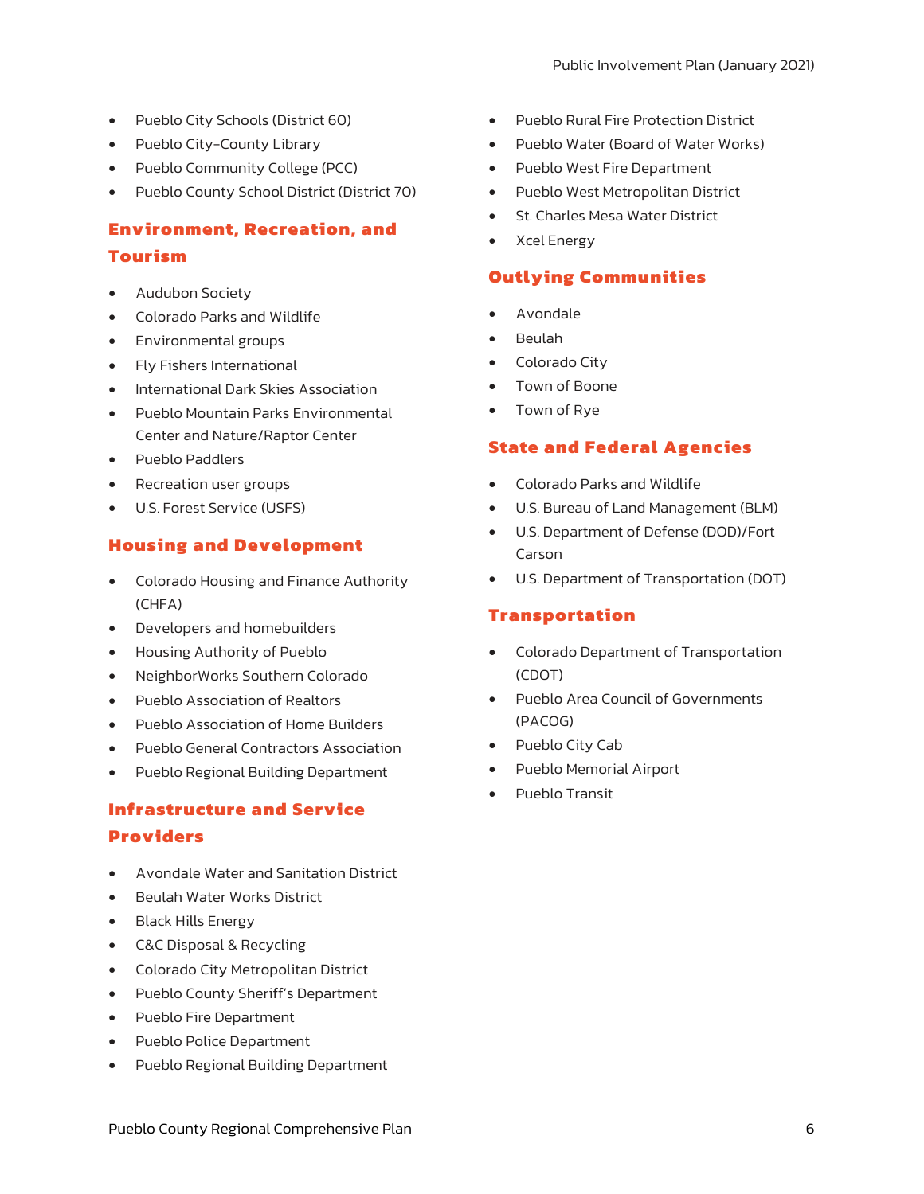- Pueblo City Schools (District 60)
- Pueblo City-County Library
- Pueblo Community College (PCC)
- Pueblo County School District (District 70)

## Environment, Recreation, and Tourism

- Audubon Society
- Colorado Parks and Wildlife
- Environmental groups
- Fly Fishers International
- International Dark Skies Association
- Pueblo Mountain Parks Environmental Center and Nature/Raptor Center
- Pueblo Paddlers
- Recreation user groups
- U.S. Forest Service (USFS)

## Housing and Development

- Colorado Housing and Finance Authority (CHFA)
- Developers and homebuilders
- Housing Authority of Pueblo
- NeighborWorks Southern Colorado
- Pueblo Association of Realtors
- Pueblo Association of Home Builders
- Pueblo General Contractors Association
- Pueblo Regional Building Department

## Infrastructure and Service Providers

- Avondale Water and Sanitation District
- Beulah Water Works District
- Black Hills Energy
- C&C Disposal & Recycling
- Colorado City Metropolitan District
- Pueblo County Sheriff's Department
- Pueblo Fire Department
- Pueblo Police Department
- Pueblo Regional Building Department
- Pueblo Rural Fire Protection District
- Pueblo Water (Board of Water Works)
- Pueblo West Fire Department
- Pueblo West Metropolitan District
- St. Charles Mesa Water District
- Xcel Energy

## Outlying Communities

- Avondale
- Beulah
- Colorado City
- Town of Boone
- Town of Rye

## State and Federal Agencies

- Colorado Parks and Wildlife
- U.S. Bureau of Land Management (BLM)
- U.S. Department of Defense (DOD)/Fort Carson
- U.S. Department of Transportation (DOT)

## Transportation

- Colorado Department of Transportation (CDOT)
- Pueblo Area Council of Governments (PACOG)
- Pueblo City Cab
- Pueblo Memorial Airport
- Pueblo Transit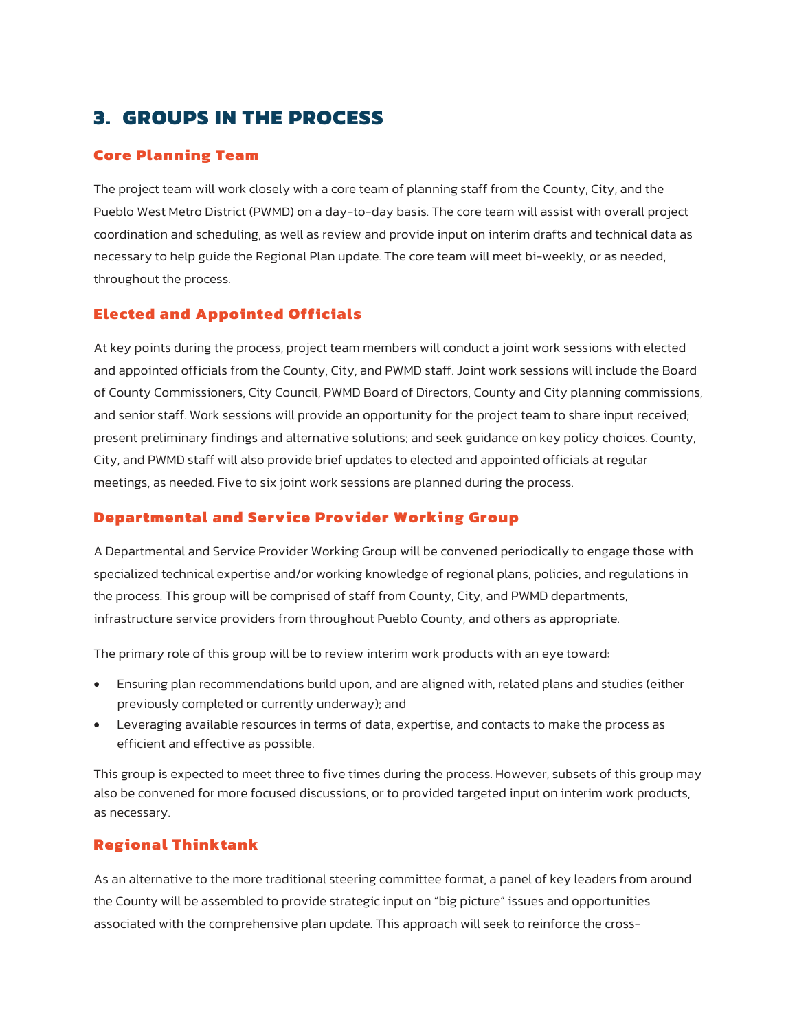# 3. GROUPS IN THE PROCESS

## Core Planning Team

The project team will work closely with a core team of planning staff from the County, City, and the Pueblo West Metro District (PWMD) on a day-to-day basis. The core team will assist with overall project coordination and scheduling, as well as review and provide input on interim drafts and technical data as necessary to help guide the Regional Plan update. The core team will meet bi-weekly, or as needed, throughout the process.

## Elected and Appointed Officials

At key points during the process, project team members will conduct a joint work sessions with elected and appointed officials from the County, City, and PWMD staff. Joint work sessions will include the Board of County Commissioners, City Council, PWMD Board of Directors, County and City planning commissions, and senior staff. Work sessions will provide an opportunity for the project team to share input received; present preliminary findings and alternative solutions; and seek guidance on key policy choices. County, City, and PWMD staff will also provide brief updates to elected and appointed officials at regular meetings, as needed. Five to six joint work sessions are planned during the process.

## Departmental and Service Provider Working Group

A Departmental and Service Provider Working Group will be convened periodically to engage those with specialized technical expertise and/or working knowledge of regional plans, policies, and regulations in the process. This group will be comprised of staff from County, City, and PWMD departments, infrastructure service providers from throughout Pueblo County, and others as appropriate.

The primary role of this group will be to review interim work products with an eye toward:

- Ensuring plan recommendations build upon, and are aligned with, related plans and studies (either previously completed or currently underway); and
- Leveraging available resources in terms of data, expertise, and contacts to make the process as efficient and effective as possible.

This group is expected to meet three to five times during the process. However, subsets of this group may also be convened for more focused discussions, or to provided targeted input on interim work products, as necessary.

## Regional Thinktank

As an alternative to the more traditional steering committee format, a panel of key leaders from around the County will be assembled to provide strategic input on "big picture" issues and opportunities associated with the comprehensive plan update. This approach will seek to reinforce the cross-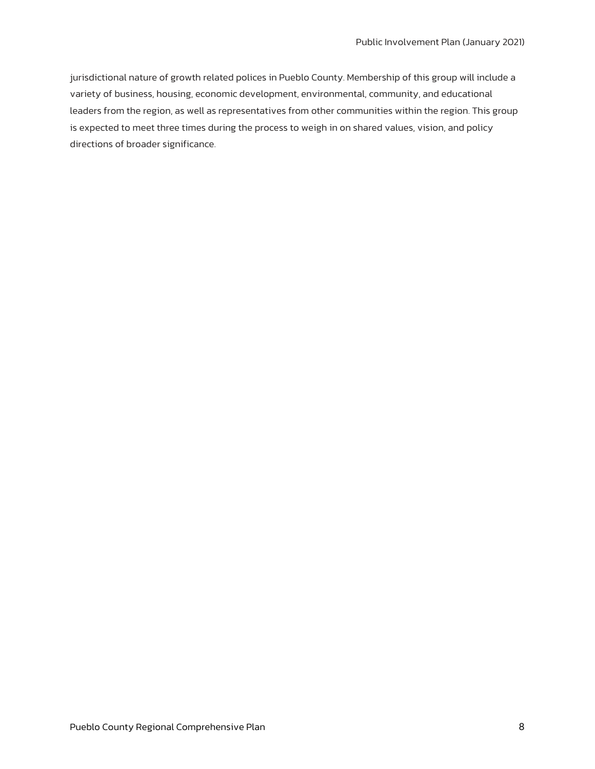jurisdictional nature of growth related polices in Pueblo County. Membership of this group will include a variety of business, housing, economic development, environmental, community, and educational leaders from the region, as well as representatives from other communities within the region. This group is expected to meet three times during the process to weigh in on shared values, vision, and policy directions of broader significance.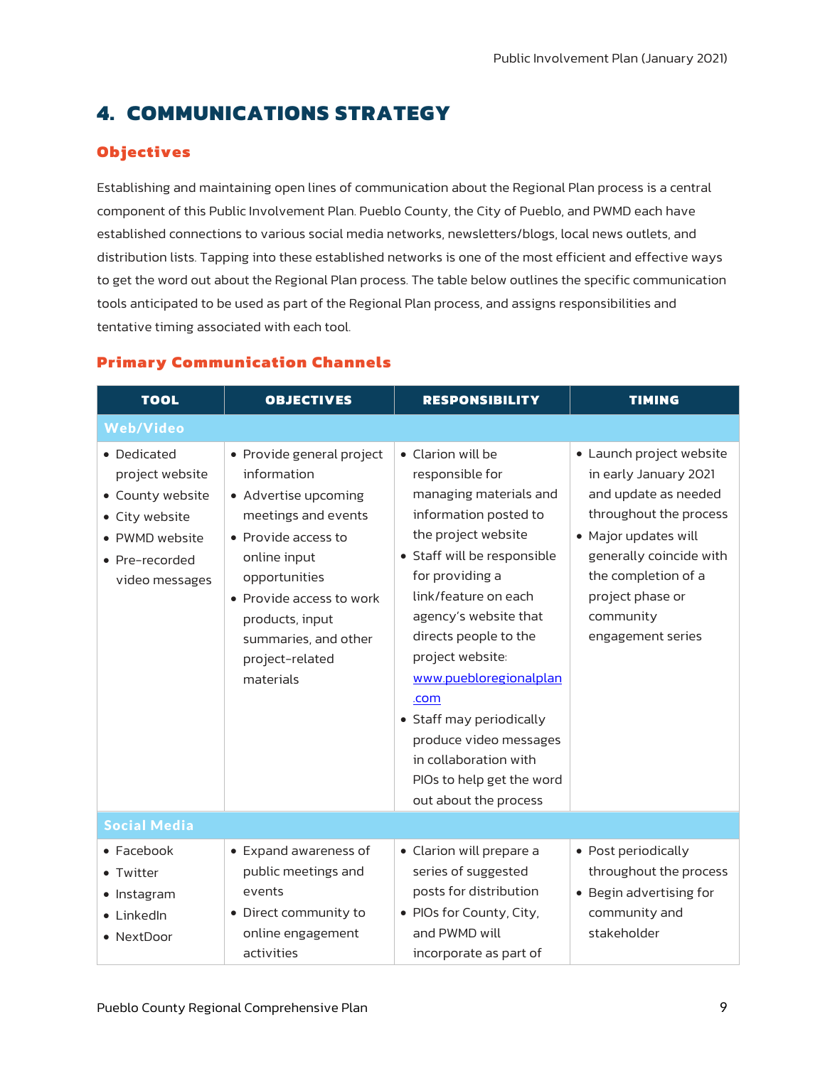# 4. COMMUNICATIONS STRATEGY

## Objectives

Establishing and maintaining open lines of communication about the Regional Plan process is a central component of this Public Involvement Plan. Pueblo County, the City of Pueblo, and PWMD each have established connections to various social media networks, newsletters/blogs, local news outlets, and distribution lists. Tapping into these established networks is one of the most efficient and effective ways to get the word out about the Regional Plan process. The table below outlines the specific communication tools anticipated to be used as part of the Regional Plan process, and assigns responsibilities and tentative timing associated with each tool.

## Primary Communication Channels

| TOOL | OBJECTIVES | RESPONSIBILITY | TIMING |
|---|---|---|---|
| **Web/Video** | | | |
| • Dedicated project website<br>• County website<br>• City website<br>• PWMD website<br>• Pre-recorded video messages | • Provide general project information<br>• Advertise upcoming meetings and events<br>• Provide access to online input opportunities<br>• Provide access to work products, input summaries, and other project-related materials | • Clarion will be responsible for managing materials and information posted to the project website<br>• Staff will be responsible for providing a link/feature on each agency's website that directs people to the project website: [www.puebloregionalplan.com](http://www.puebloregionalplan.com)<br>• Staff may periodically produce video messages in collaboration with PIOs to help get the word out about the process | • Launch project website in early January 2021 and update as needed throughout the process<br>• Major updates will generally coincide with the completion of a project phase or community engagement series |
| **Social Media** | | | |
| • Facebook<br>• Twitter<br>• Instagram<br>• LinkedIn<br>• NextDoor | • Expand awareness of public meetings and events<br>• Direct community to online engagement activities | • Clarion will prepare a series of suggested posts for distribution<br>• PIOs for County, City, and PWMD will incorporate as part of | • Post periodically throughout the process<br>• Begin advertising for community and stakeholder |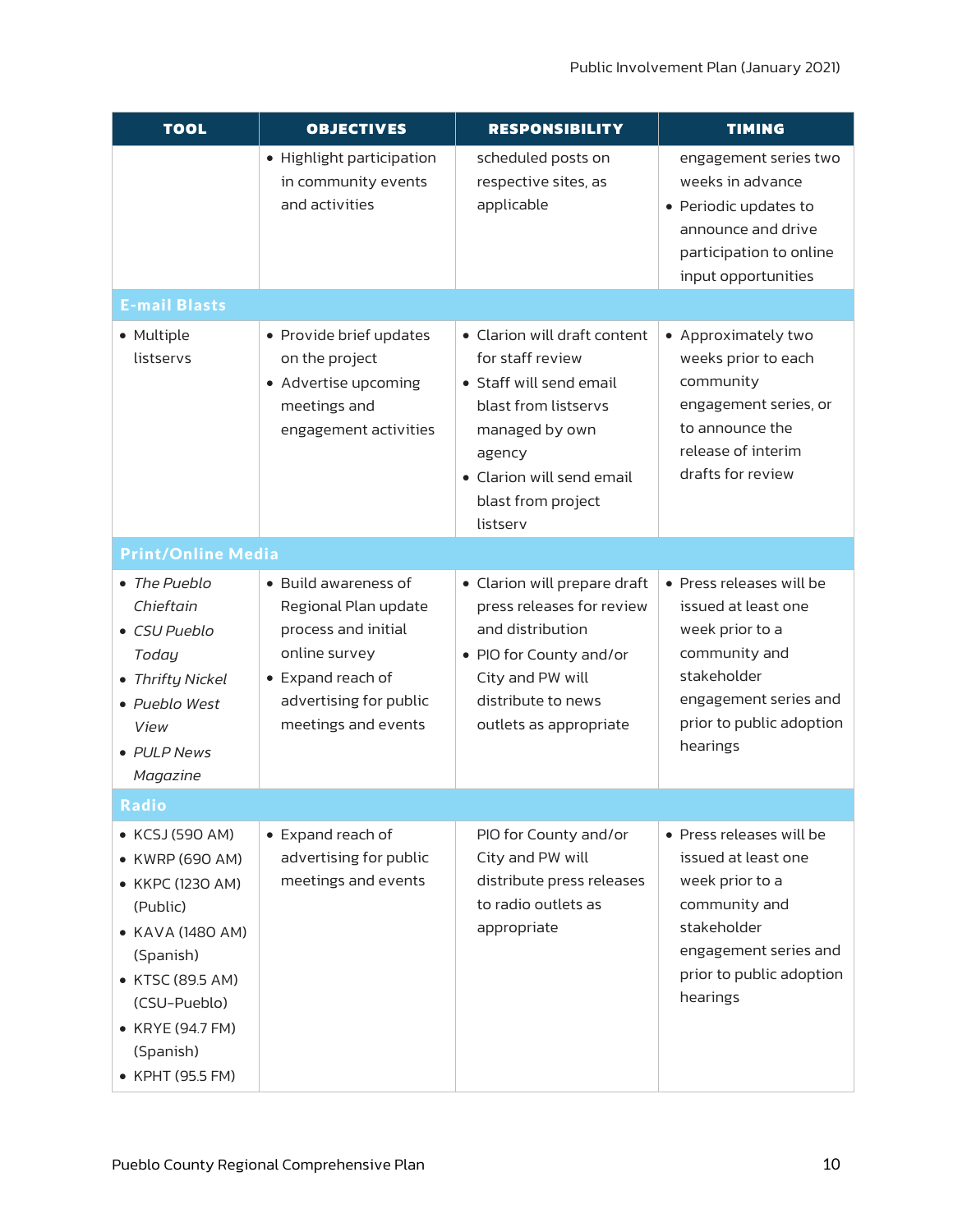| TOOL | OBJECTIVES | RESPONSIBILITY | TIMING |
|---|---|---|---|
| | • Highlight participation in community events and activities | scheduled posts on respective sites, as applicable | engagement series two weeks in advance<br>• Periodic updates to announce and drive participation to online input opportunities |
| **E-mail Blasts** | | | |
| • Multiple listservs | • Provide brief updates on the project<br>• Advertise upcoming meetings and engagement activities | • Clarion will draft content for staff review<br>• Staff will send email blast from listservs managed by own agency<br>• Clarion will send email blast from project listserv | • Approximately two weeks prior to each community engagement series, or to announce the release of interim drafts for review |
| **Print/Online Media** | | | |
| • *The Pueblo Chieftain*<br>• *CSU Pueblo Today*<br>• *Thrifty Nickel*<br>• *Pueblo West View*<br>• *PULP News Magazine* | • Build awareness of Regional Plan update process and initial online survey<br>• Expand reach of advertising for public meetings and events | • Clarion will prepare draft press releases for review and distribution<br>• PIO for County and/or City and PW will distribute to news outlets as appropriate | • Press releases will be issued at least one week prior to a community and stakeholder engagement series and prior to public adoption hearings |
| **Radio** | | | |
| • KCSJ (590 AM)<br>• KWRP (690 AM)<br>• KKPC (1230 AM) (Public)<br>• KAVA (1480 AM) (Spanish)<br>• KTSC (89.5 AM) (CSU-Pueblo)<br>• KRYE (94.7 FM) (Spanish)<br>• KPHT (95.5 FM) | • Expand reach of advertising for public meetings and events | PIO for County and/or City and PW will distribute press releases to radio outlets as appropriate | • Press releases will be issued at least one week prior to a community and stakeholder engagement series and prior to public adoption hearings |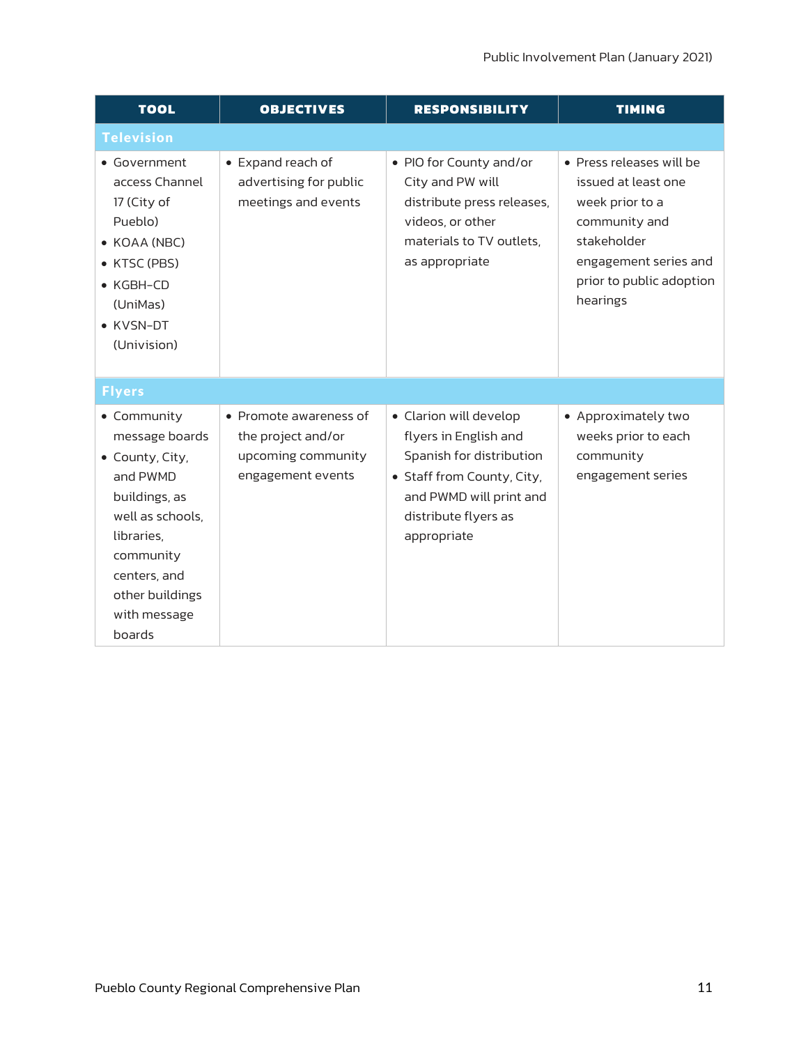| TOOL | OBJECTIVES | RESPONSIBILITY | TIMING |
|---|---|---|---|
| **Television** | | | |
| • Government access Channel 17 (City of Pueblo)<br>• KOAA (NBC)<br>• KTSC (PBS)<br>• KGBH-CD (UniMas)<br>• KVSN-DT (Univision) | • Expand reach of advertising for public meetings and events | • PIO for County and/or City and PW will distribute press releases, videos, or other materials to TV outlets, as appropriate | • Press releases will be issued at least one week prior to a community and stakeholder engagement series and prior to public adoption hearings |
| **Flyers** | | | |
| • Community message boards<br>• County, City, and PWMD buildings, as well as schools, libraries, community centers, and other buildings with message boards | • Promote awareness of the project and/or upcoming community engagement events | • Clarion will develop flyers in English and Spanish for distribution<br>• Staff from County, City, and PWMD will print and distribute flyers as appropriate | • Approximately two weeks prior to each community engagement series |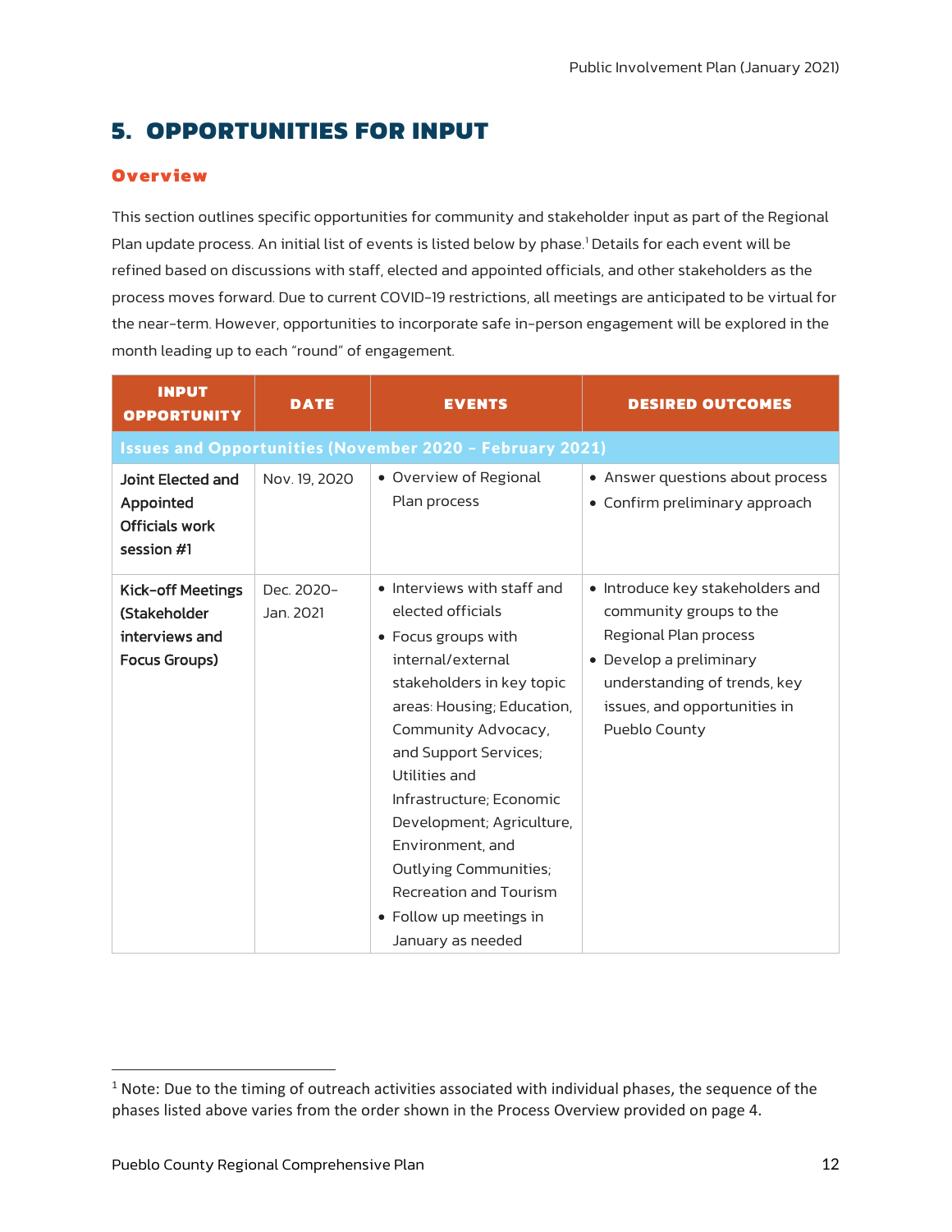# 5. OPPORTUNITIES FOR INPUT

## Overview

This section outlines specific opportunities for community and stakeholder input as part of the Regional Plan update process. An initial list of events is listed below by phase.[1] Details for each event will be refined based on discussions with staff, elected and appointed officials, and other stakeholders as the process moves forward. Due to current COVID-19 restrictions, all meetings are anticipated to be virtual for the near-term. However, opportunities to incorporate safe in-person engagement will be explored in the month leading up to each "round" of engagement.

| INPUT OPPORTUNITY | DATE | EVENTS | DESIRED OUTCOMES |
|---|---|---|---|
| **Issues and Opportunities (November 2020 – February 2021)** | | | |
| Joint Elected and Appointed Officials work session #1 | Nov. 19, 2020 | • Overview of Regional Plan process | • Answer questions about process<br>• Confirm preliminary approach |
| Kick-off Meetings (Stakeholder interviews and Focus Groups) | Dec. 2020–Jan. 2021 | • Interviews with staff and elected officials<br>• Focus groups with internal/external stakeholders in key topic areas: Housing; Education, Community Advocacy, and Support Services; Utilities and Infrastructure; Economic Development; Agriculture, Environment, and Outlying Communities; Recreation and Tourism<br>• Follow up meetings in January as needed | • Introduce key stakeholders and community groups to the Regional Plan process<br>• Develop a preliminary understanding of trends, key issues, and opportunities in Pueblo County |

[1] Note: Due to the timing of outreach activities associated with individual phases, the sequence of the phases listed above varies from the order shown in the Process Overview provided on page 4.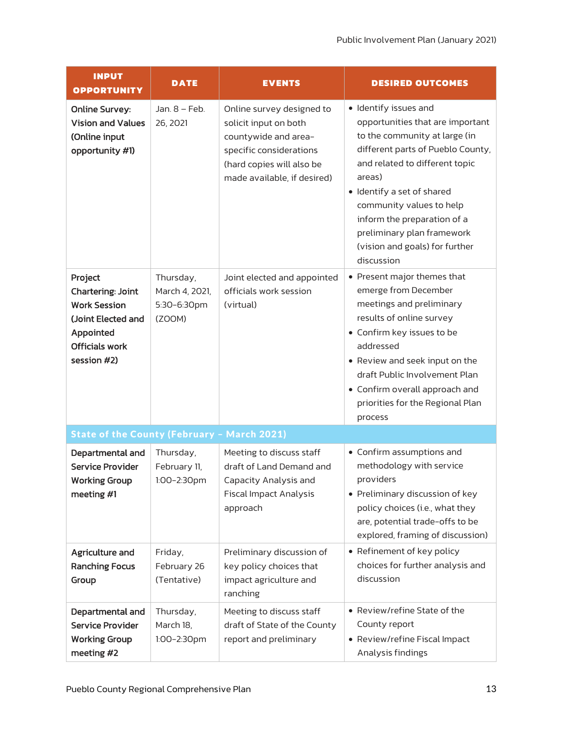| INPUT OPPORTUNITY | DATE | EVENTS | DESIRED OUTCOMES |
|---|---|---|---|
| **Online Survey: Vision and Values (Online input opportunity #1)** | Jan. 8 – Feb. 26, 2021 | Online survey designed to solicit input on both countywide and area-specific considerations (hard copies will also be made available, if desired) | • Identify issues and opportunities that are important to the community at large (in different parts of Pueblo County, and related to different topic areas)<br>• Identify a set of shared community values to help inform the preparation of a preliminary plan framework (vision and goals) for further discussion |
| **Project Chartering: Joint Work Session (Joint Elected and Appointed Officials work session #2)** | Thursday, March 4, 2021, 5:30-6:30pm (ZOOM) | Joint elected and appointed officials work session (virtual) | • Present major themes that emerge from December meetings and preliminary results of online survey<br>• Confirm key issues to be addressed<br>• Review and seek input on the draft Public Involvement Plan<br>• Confirm overall approach and priorities for the Regional Plan process |
| **State of the County (February – March 2021)** | | | |
| **Departmental and Service Provider Working Group meeting #1** | Thursday, February 11, 1:00-2:30pm | Meeting to discuss staff draft of Land Demand and Capacity Analysis and Fiscal Impact Analysis approach | • Confirm assumptions and methodology with service providers<br>• Preliminary discussion of key policy choices (i.e., what they are, potential trade-offs to be explored, framing of discussion) |
| **Agriculture and Ranching Focus Group** | Friday, February 26 (Tentative) | Preliminary discussion of key policy choices that impact agriculture and ranching | • Refinement of key policy choices for further analysis and discussion |
| **Departmental and Service Provider Working Group meeting #2** | Thursday, March 18, 1:00-2:30pm | Meeting to discuss staff draft of State of the County report and preliminary | • Review/refine State of the County report<br>• Review/refine Fiscal Impact Analysis findings |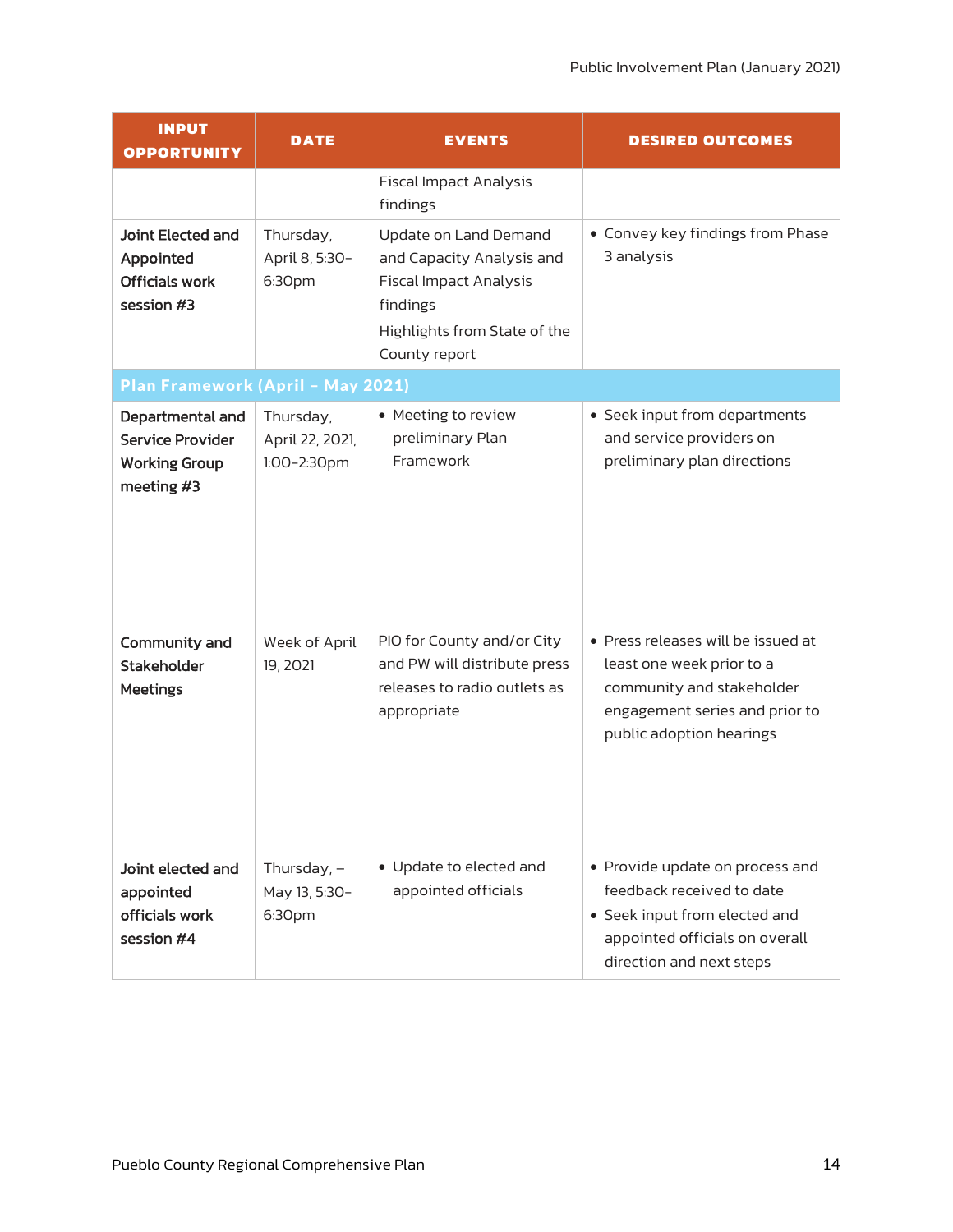| INPUT OPPORTUNITY | DATE | EVENTS | DESIRED OUTCOMES |
|---|---|---|---|
| | | Fiscal Impact Analysis findings | |
| Joint Elected and Appointed Officials work session #3 | Thursday, April 8, 5:30-6:30pm | Update on Land Demand and Capacity Analysis and Fiscal Impact Analysis findings<br>Highlights from State of the County report | • Convey key findings from Phase 3 analysis |
| **Plan Framework (April – May 2021)** | | | |
| Departmental and Service Provider Working Group meeting #3 | Thursday, April 22, 2021, 1:00-2:30pm | • Meeting to review preliminary Plan Framework | • Seek input from departments and service providers on preliminary plan directions |
| Community and Stakeholder Meetings | Week of April 19, 2021 | PIO for County and/or City and PW will distribute press releases to radio outlets as appropriate | • Press releases will be issued at least one week prior to a community and stakeholder engagement series and prior to public adoption hearings |
| Joint elected and appointed officials work session #4 | Thursday, – May 13, 5:30-6:30pm | • Update to elected and appointed officials | • Provide update on process and feedback received to date<br>• Seek input from elected and appointed officials on overall direction and next steps |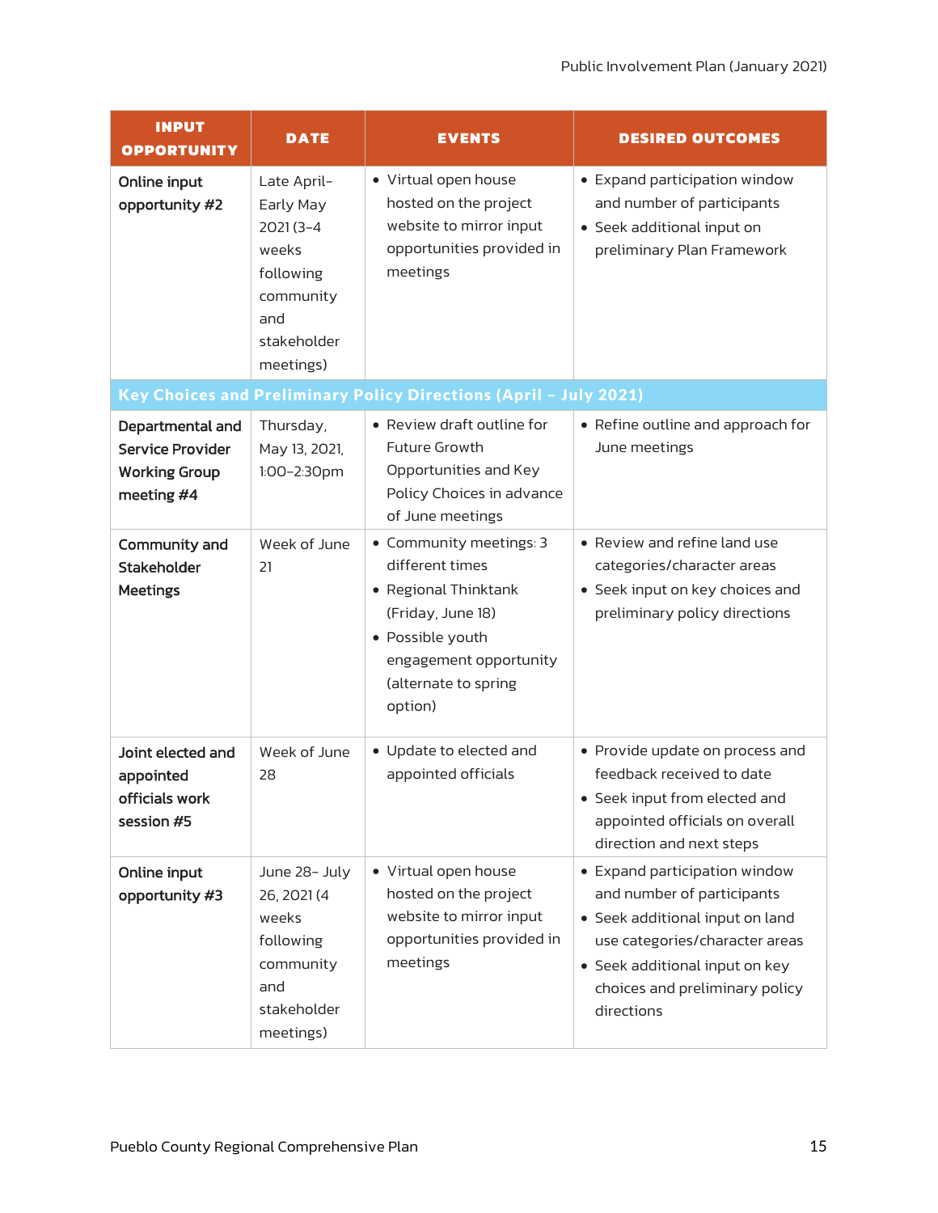| INPUT OPPORTUNITY | DATE | EVENTS | DESIRED OUTCOMES |
|---|---|---|---|
| Online input opportunity #2 | Late April–Early May 2021 (3–4 weeks following community and stakeholder meetings) | • Virtual open house hosted on the project website to mirror input opportunities provided in meetings | • Expand participation window and number of participants<br>• Seek additional input on preliminary Plan Framework |
| **Key Choices and Preliminary Policy Directions (April – July 2021)** | | | |
| Departmental and Service Provider Working Group meeting #4 | Thursday, May 13, 2021, 1:00–2:30pm | • Review draft outline for Future Growth Opportunities and Key Policy Choices in advance of June meetings | • Refine outline and approach for June meetings |
| Community and Stakeholder Meetings | Week of June 21 | • Community meetings: 3 different times<br>• Regional Thinktank (Friday, June 18)<br>• Possible youth engagement opportunity (alternate to spring option) | • Review and refine land use categories/character areas<br>• Seek input on key choices and preliminary policy directions |
| Joint elected and appointed officials work session #5 | Week of June 28 | • Update to elected and appointed officials | • Provide update on process and feedback received to date<br>• Seek input from elected and appointed officials on overall direction and next steps |
| Online input opportunity #3 | June 28– July 26, 2021 (4 weeks following community and stakeholder meetings) | • Virtual open house hosted on the project website to mirror input opportunities provided in meetings | • Expand participation window and number of participants<br>• Seek additional input on land use categories/character areas<br>• Seek additional input on key choices and preliminary policy directions |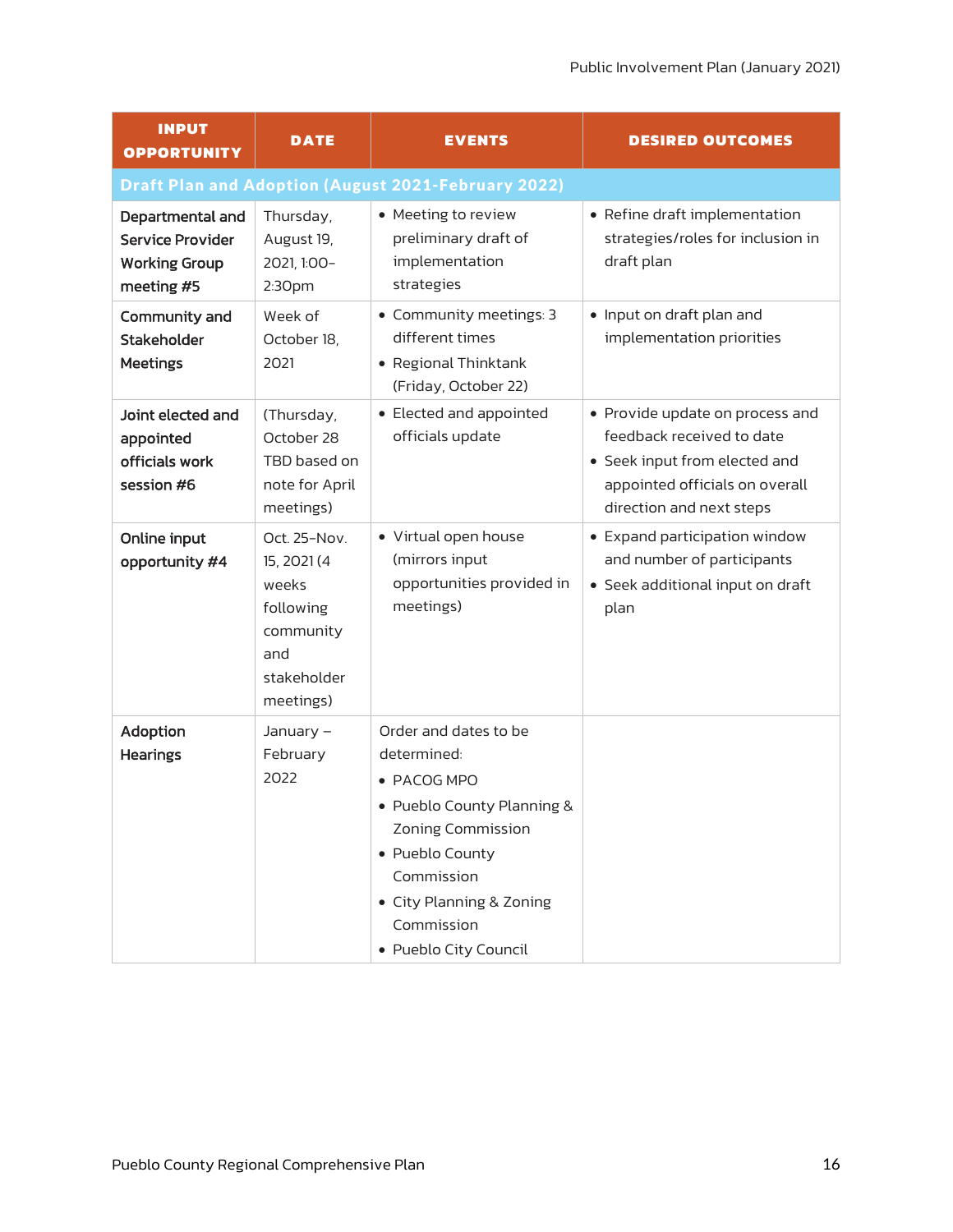| INPUT OPPORTUNITY | DATE | EVENTS | DESIRED OUTCOMES |
|---|---|---|---|
| **Draft Plan and Adoption (August 2021-February 2022)** | | | |
| Departmental and Service Provider Working Group meeting #5 | Thursday, August 19, 2021, 1:00-2:30pm | • Meeting to review preliminary draft of implementation strategies | • Refine draft implementation strategies/roles for inclusion in draft plan |
| Community and Stakeholder Meetings | Week of October 18, 2021 | • Community meetings: 3 different times<br>• Regional Thinktank (Friday, October 22) | • Input on draft plan and implementation priorities |
| Joint elected and appointed officials work session #6 | (Thursday, October 28 TBD based on note for April meetings) | • Elected and appointed officials update | • Provide update on process and feedback received to date<br>• Seek input from elected and appointed officials on overall direction and next steps |
| Online input opportunity #4 | Oct. 25-Nov. 15, 2021 (4 weeks following community and stakeholder meetings) | • Virtual open house (mirrors input opportunities provided in meetings) | • Expand participation window and number of participants<br>• Seek additional input on draft plan |
| Adoption Hearings | January – February 2022 | Order and dates to be determined:<br>• PACOG MPO<br>• Pueblo County Planning & Zoning Commission<br>• Pueblo County Commission<br>• City Planning & Zoning Commission<br>• Pueblo City Council | |